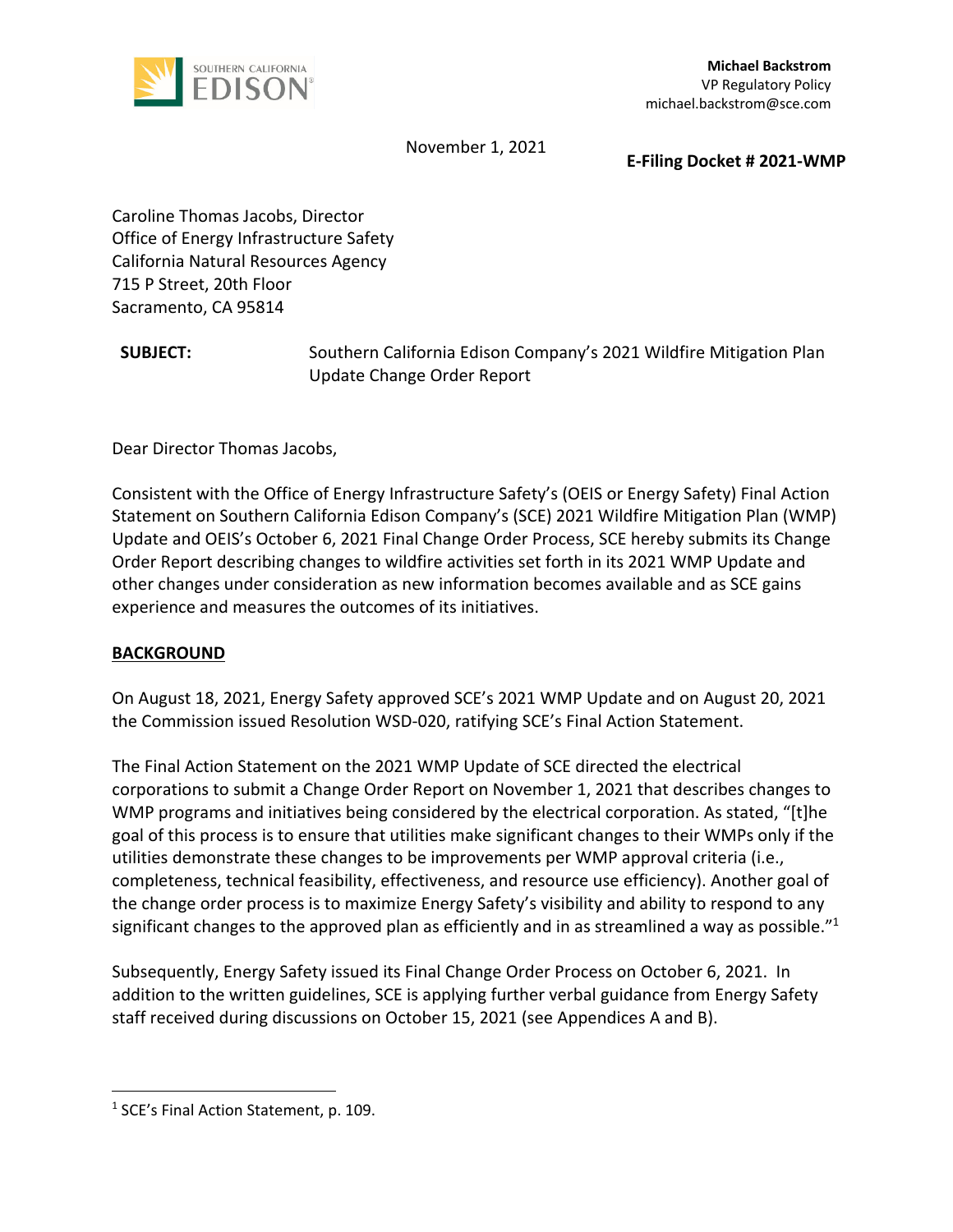**Michael Backstrom**
VP Regulatory Policy
michael.backstrom@sce.com

November 1, 2021

**E-Filing Docket # 2021-WMP**

Caroline Thomas Jacobs, Director
Office of Energy Infrastructure Safety
California Natural Resources Agency
715 P Street, 20th Floor
Sacramento, CA 95814

**SUBJECT:** Southern California Edison Company's 2021 Wildfire Mitigation Plan Update Change Order Report

Dear Director Thomas Jacobs,

Consistent with the Office of Energy Infrastructure Safety's (OEIS or Energy Safety) Final Action Statement on Southern California Edison Company's (SCE) 2021 Wildfire Mitigation Plan (WMP) Update and OEIS's October 6, 2021 Final Change Order Process, SCE hereby submits its Change Order Report describing changes to wildfire activities set forth in its 2021 WMP Update and other changes under consideration as new information becomes available and as SCE gains experience and measures the outcomes of its initiatives.

## BACKGROUND

On August 18, 2021, Energy Safety approved SCE's 2021 WMP Update and on August 20, 2021 the Commission issued Resolution WSD-020, ratifying SCE's Final Action Statement.

The Final Action Statement on the 2021 WMP Update of SCE directed the electrical corporations to submit a Change Order Report on November 1, 2021 that describes changes to WMP programs and initiatives being considered by the electrical corporation. As stated, "[t]he goal of this process is to ensure that utilities make significant changes to their WMPs only if the utilities demonstrate these changes to be improvements per WMP approval criteria (i.e., completeness, technical feasibility, effectiveness, and resource use efficiency). Another goal of the change order process is to maximize Energy Safety's visibility and ability to respond to any significant changes to the approved plan as efficiently and in as streamlined a way as possible."[1]

Subsequently, Energy Safety issued its Final Change Order Process on October 6, 2021. In addition to the written guidelines, SCE is applying further verbal guidance from Energy Safety staff received during discussions on October 15, 2021 (see Appendices A and B).

[1] SCE's Final Action Statement, p. 109.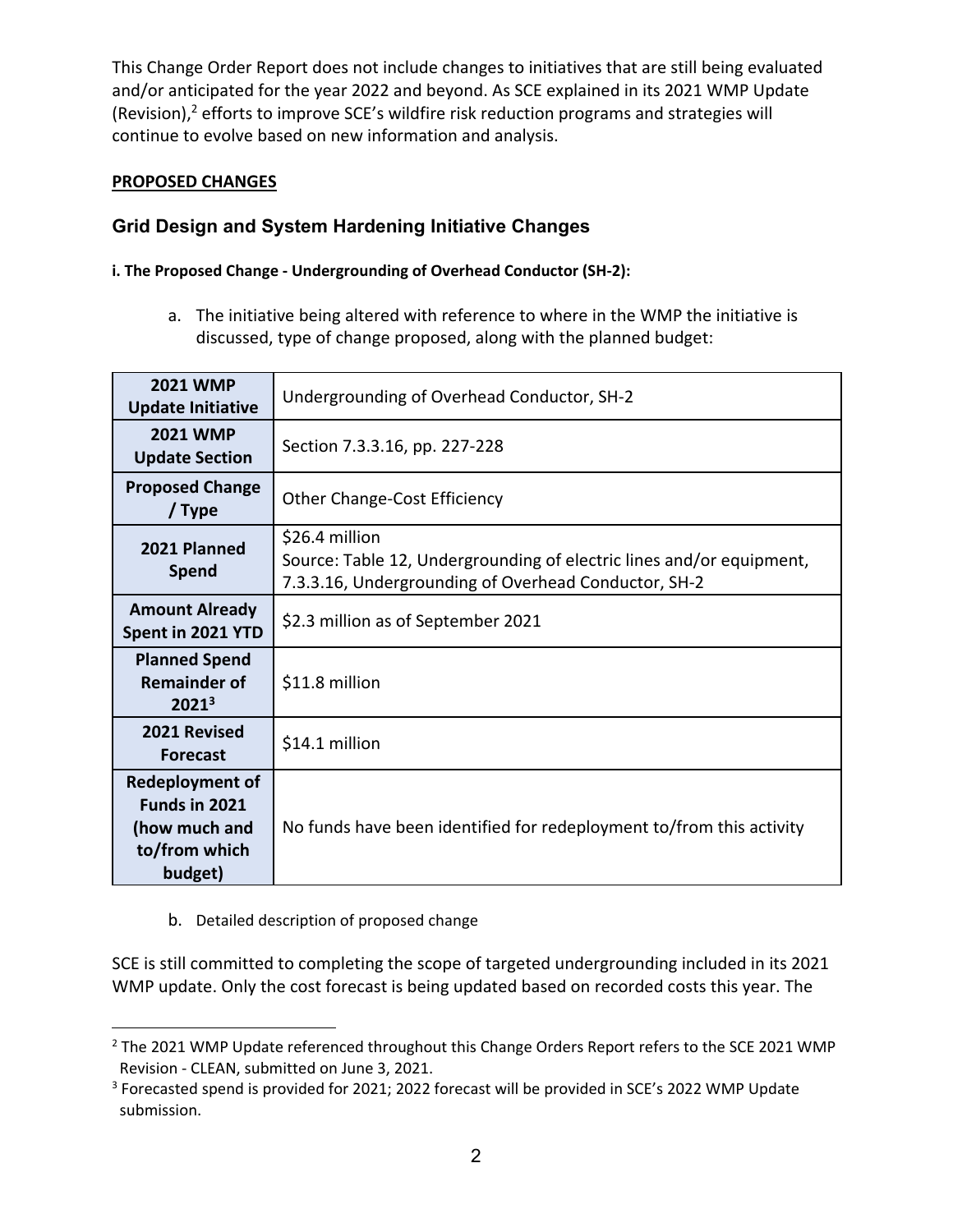This Change Order Report does not include changes to initiatives that are still being evaluated and/or anticipated for the year 2022 and beyond. As SCE explained in its 2021 WMP Update (Revision),[2] efforts to improve SCE's wildfire risk reduction programs and strategies will continue to evolve based on new information and analysis.

**PROPOSED CHANGES**

## Grid Design and System Hardening Initiative Changes

**i. The Proposed Change - Undergrounding of Overhead Conductor (SH-2):**

a. The initiative being altered with reference to where in the WMP the initiative is discussed, type of change proposed, along with the planned budget:

| | |
|---|---|
| **2021 WMP Update Initiative** | Undergrounding of Overhead Conductor, SH-2 |
| **2021 WMP Update Section** | Section 7.3.3.16, pp. 227-228 |
| **Proposed Change / Type** | Other Change-Cost Efficiency |
| **2021 Planned Spend** | $26.4 million<br>Source: Table 12, Undergrounding of electric lines and/or equipment, 7.3.3.16, Undergrounding of Overhead Conductor, SH-2 |
| **Amount Already Spent in 2021 YTD** | $2.3 million as of September 2021 |
| **Planned Spend Remainder of 2021[3]** | $11.8 million |
| **2021 Revised Forecast** | $14.1 million |
| **Redeployment of Funds in 2021 (how much and to/from which budget)** | No funds have been identified for redeployment to/from this activity |

b. Detailed description of proposed change

SCE is still committed to completing the scope of targeted undergrounding included in its 2021 WMP update. Only the cost forecast is being updated based on recorded costs this year. The

[2] The 2021 WMP Update referenced throughout this Change Orders Report refers to the SCE 2021 WMP Revision - CLEAN, submitted on June 3, 2021.

[3] Forecasted spend is provided for 2021; 2022 forecast will be provided in SCE's 2022 WMP Update submission.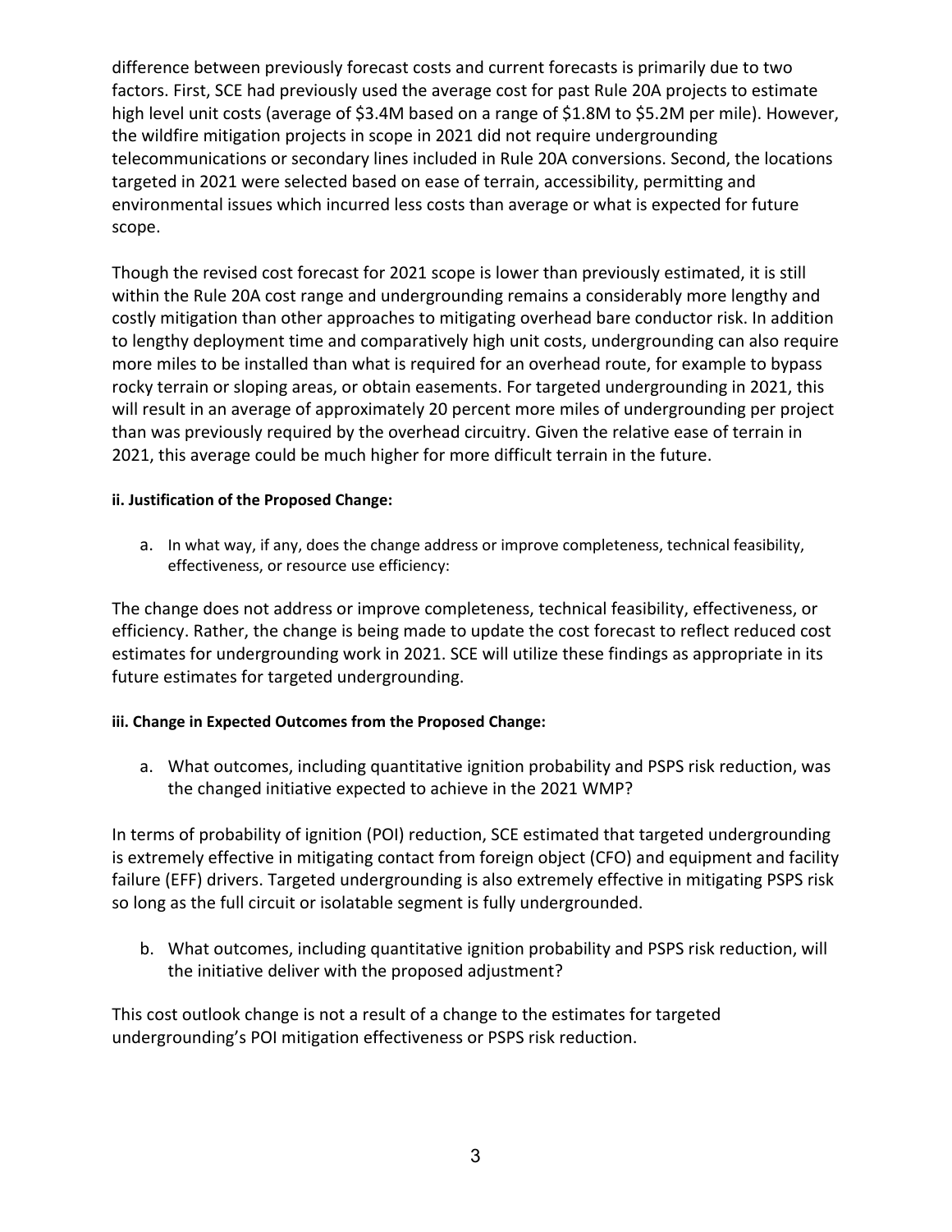difference between previously forecast costs and current forecasts is primarily due to two factors. First, SCE had previously used the average cost for past Rule 20A projects to estimate high level unit costs (average of $3.4M based on a range of $1.8M to $5.2M per mile). However, the wildfire mitigation projects in scope in 2021 did not require undergrounding telecommunications or secondary lines included in Rule 20A conversions. Second, the locations targeted in 2021 were selected based on ease of terrain, accessibility, permitting and environmental issues which incurred less costs than average or what is expected for future scope.

Though the revised cost forecast for 2021 scope is lower than previously estimated, it is still within the Rule 20A cost range and undergrounding remains a considerably more lengthy and costly mitigation than other approaches to mitigating overhead bare conductor risk. In addition to lengthy deployment time and comparatively high unit costs, undergrounding can also require more miles to be installed than what is required for an overhead route, for example to bypass rocky terrain or sloping areas, or obtain easements. For targeted undergrounding in 2021, this will result in an average of approximately 20 percent more miles of undergrounding per project than was previously required by the overhead circuitry. Given the relative ease of terrain in 2021, this average could be much higher for more difficult terrain in the future.

**ii. Justification of the Proposed Change:**

a. In what way, if any, does the change address or improve completeness, technical feasibility, effectiveness, or resource use efficiency:

The change does not address or improve completeness, technical feasibility, effectiveness, or efficiency. Rather, the change is being made to update the cost forecast to reflect reduced cost estimates for undergrounding work in 2021. SCE will utilize these findings as appropriate in its future estimates for targeted undergrounding.

**iii. Change in Expected Outcomes from the Proposed Change:**

a. What outcomes, including quantitative ignition probability and PSPS risk reduction, was the changed initiative expected to achieve in the 2021 WMP?

In terms of probability of ignition (POI) reduction, SCE estimated that targeted undergrounding is extremely effective in mitigating contact from foreign object (CFO) and equipment and facility failure (EFF) drivers. Targeted undergrounding is also extremely effective in mitigating PSPS risk so long as the full circuit or isolatable segment is fully undergrounded.

b. What outcomes, including quantitative ignition probability and PSPS risk reduction, will the initiative deliver with the proposed adjustment?

This cost outlook change is not a result of a change to the estimates for targeted undergrounding's POI mitigation effectiveness or PSPS risk reduction.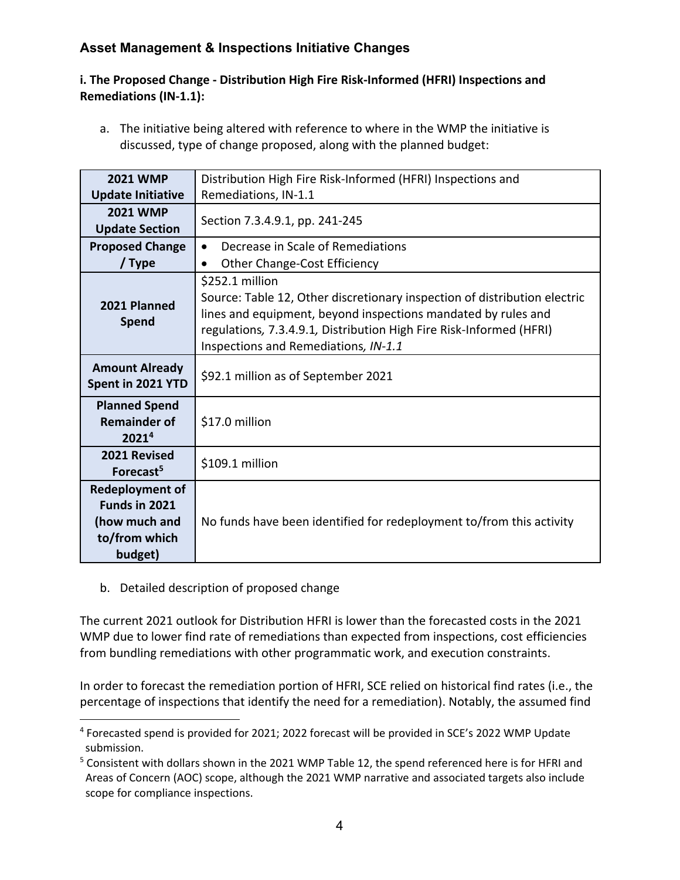## Asset Management & Inspections Initiative Changes

**i. The Proposed Change - Distribution High Fire Risk-Informed (HFRI) Inspections and Remediations (IN-1.1):**

a. The initiative being altered with reference to where in the WMP the initiative is discussed, type of change proposed, along with the planned budget:

| | |
|---|---|
| **2021 WMP Update Initiative** | Distribution High Fire Risk-Informed (HFRI) Inspections and Remediations, IN-1.1 |
| **2021 WMP Update Section** | Section 7.3.4.9.1, pp. 241-245 |
| **Proposed Change / Type** | • Decrease in Scale of Remediations<br>• Other Change-Cost Efficiency |
| **2021 Planned Spend** | $252.1 million<br>Source: Table 12, Other discretionary inspection of distribution electric lines and equipment, beyond inspections mandated by rules and regulations*,* 7.3.4.9.1*,* Distribution High Fire Risk-Informed (HFRI) Inspections and Remediations*, IN-1.1* |
| **Amount Already Spent in 2021 YTD** | $92.1 million as of September 2021 |
| **Planned Spend Remainder of 2021[4]** | $17.0 million |
| **2021 Revised Forecast[5]** | $109.1 million |
| **Redeployment of Funds in 2021 (how much and to/from which budget)** | No funds have been identified for redeployment to/from this activity |

b. Detailed description of proposed change

The current 2021 outlook for Distribution HFRI is lower than the forecasted costs in the 2021 WMP due to lower find rate of remediations than expected from inspections, cost efficiencies from bundling remediations with other programmatic work, and execution constraints.

In order to forecast the remediation portion of HFRI, SCE relied on historical find rates (i.e., the percentage of inspections that identify the need for a remediation). Notably, the assumed find

[4] Forecasted spend is provided for 2021; 2022 forecast will be provided in SCE's 2022 WMP Update submission.

[5] Consistent with dollars shown in the 2021 WMP Table 12, the spend referenced here is for HFRI and Areas of Concern (AOC) scope, although the 2021 WMP narrative and associated targets also include scope for compliance inspections.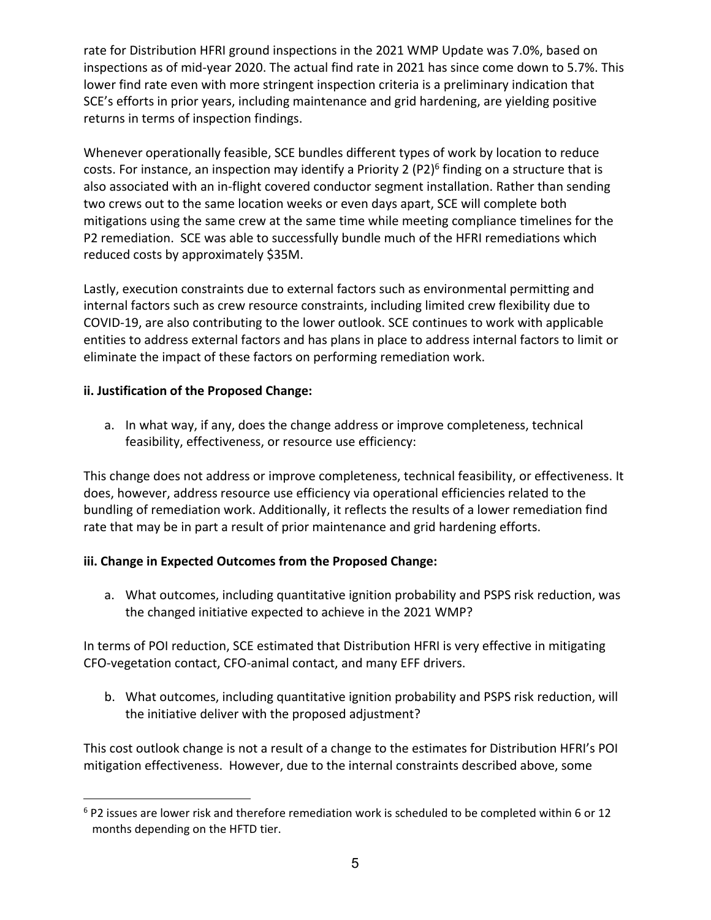rate for Distribution HFRI ground inspections in the 2021 WMP Update was 7.0%, based on inspections as of mid-year 2020. The actual find rate in 2021 has since come down to 5.7%. This lower find rate even with more stringent inspection criteria is a preliminary indication that SCE's efforts in prior years, including maintenance and grid hardening, are yielding positive returns in terms of inspection findings.

Whenever operationally feasible, SCE bundles different types of work by location to reduce costs. For instance, an inspection may identify a Priority 2 (P2)[6] finding on a structure that is also associated with an in-flight covered conductor segment installation. Rather than sending two crews out to the same location weeks or even days apart, SCE will complete both mitigations using the same crew at the same time while meeting compliance timelines for the P2 remediation. SCE was able to successfully bundle much of the HFRI remediations which reduced costs by approximately $35M.

Lastly, execution constraints due to external factors such as environmental permitting and internal factors such as crew resource constraints, including limited crew flexibility due to COVID-19, are also contributing to the lower outlook. SCE continues to work with applicable entities to address external factors and has plans in place to address internal factors to limit or eliminate the impact of these factors on performing remediation work.

**ii. Justification of the Proposed Change:**

a. In what way, if any, does the change address or improve completeness, technical feasibility, effectiveness, or resource use efficiency:

This change does not address or improve completeness, technical feasibility, or effectiveness. It does, however, address resource use efficiency via operational efficiencies related to the bundling of remediation work. Additionally, it reflects the results of a lower remediation find rate that may be in part a result of prior maintenance and grid hardening efforts.

**iii. Change in Expected Outcomes from the Proposed Change:**

a. What outcomes, including quantitative ignition probability and PSPS risk reduction, was the changed initiative expected to achieve in the 2021 WMP?

In terms of POI reduction, SCE estimated that Distribution HFRI is very effective in mitigating CFO-vegetation contact, CFO-animal contact, and many EFF drivers.

b. What outcomes, including quantitative ignition probability and PSPS risk reduction, will the initiative deliver with the proposed adjustment?

This cost outlook change is not a result of a change to the estimates for Distribution HFRI's POI mitigation effectiveness. However, due to the internal constraints described above, some

[6] P2 issues are lower risk and therefore remediation work is scheduled to be completed within 6 or 12 months depending on the HFTD tier.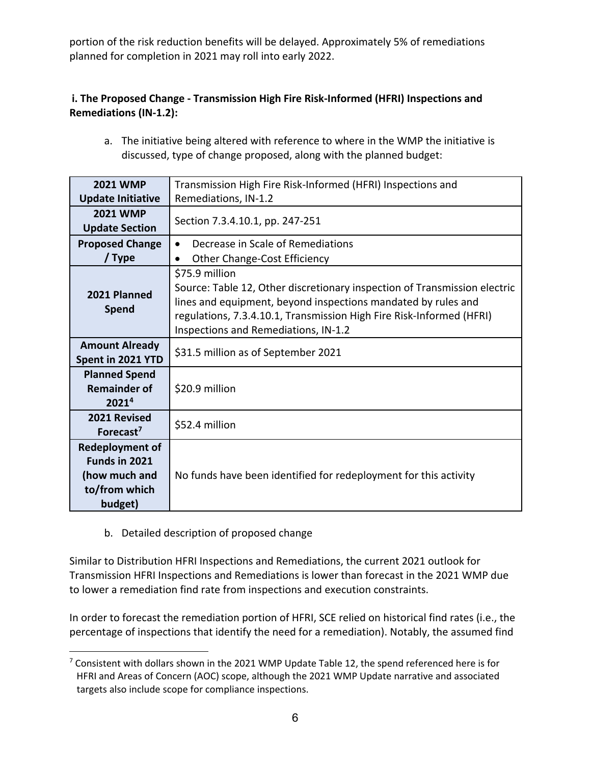portion of the risk reduction benefits will be delayed. Approximately 5% of remediations planned for completion in 2021 may roll into early 2022.

**i. The Proposed Change - Transmission High Fire Risk-Informed (HFRI) Inspections and Remediations (IN-1.2):**

a. The initiative being altered with reference to where in the WMP the initiative is discussed, type of change proposed, along with the planned budget:

| | |
|---|---|
| **2021 WMP Update Initiative** | Transmission High Fire Risk-Informed (HFRI) Inspections and Remediations, IN-1.2 |
| **2021 WMP Update Section** | Section 7.3.4.10.1, pp. 247-251 |
| **Proposed Change / Type** | • Decrease in Scale of Remediations<br>• Other Change-Cost Efficiency |
| **2021 Planned Spend** | $75.9 million<br>Source: Table 12, Other discretionary inspection of Transmission electric lines and equipment, beyond inspections mandated by rules and regulations, 7.3.4.10.1, Transmission High Fire Risk-Informed (HFRI) Inspections and Remediations, IN-1.2 |
| **Amount Already Spent in 2021 YTD** | $31.5 million as of September 2021 |
| **Planned Spend Remainder of 2021[4]** | $20.9 million |
| **2021 Revised Forecast[7]** | $52.4 million |
| **Redeployment of Funds in 2021 (how much and to/from which budget)** | No funds have been identified for redeployment for this activity |

b. Detailed description of proposed change

Similar to Distribution HFRI Inspections and Remediations, the current 2021 outlook for Transmission HFRI Inspections and Remediations is lower than forecast in the 2021 WMP due to lower a remediation find rate from inspections and execution constraints.

In order to forecast the remediation portion of HFRI, SCE relied on historical find rates (i.e., the percentage of inspections that identify the need for a remediation). Notably, the assumed find

[7] Consistent with dollars shown in the 2021 WMP Update Table 12, the spend referenced here is for HFRI and Areas of Concern (AOC) scope, although the 2021 WMP Update narrative and associated targets also include scope for compliance inspections.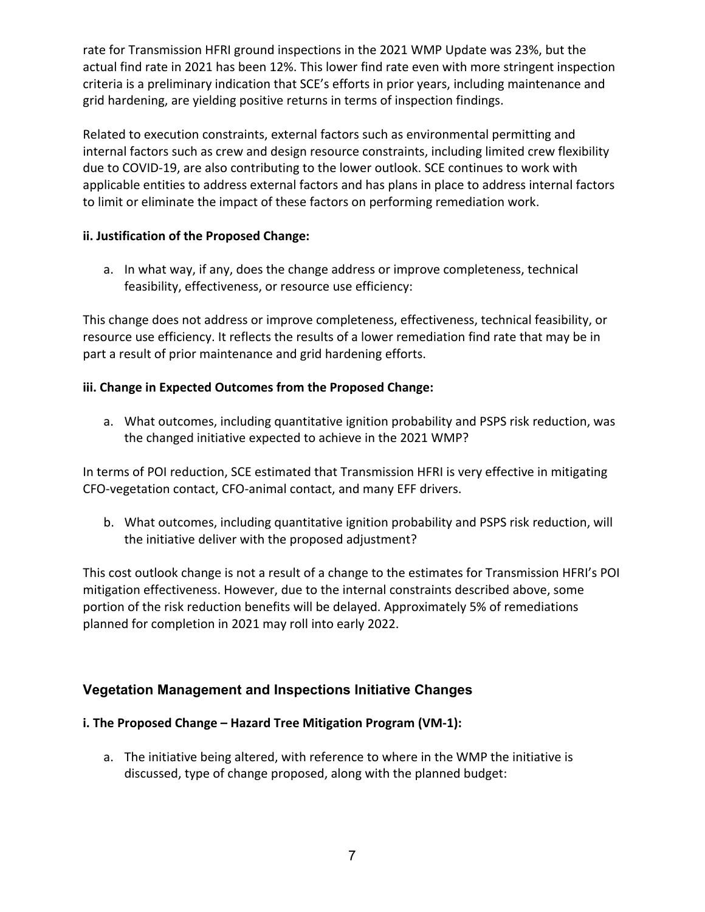rate for Transmission HFRI ground inspections in the 2021 WMP Update was 23%, but the actual find rate in 2021 has been 12%. This lower find rate even with more stringent inspection criteria is a preliminary indication that SCE's efforts in prior years, including maintenance and grid hardening, are yielding positive returns in terms of inspection findings.

Related to execution constraints, external factors such as environmental permitting and internal factors such as crew and design resource constraints, including limited crew flexibility due to COVID-19, are also contributing to the lower outlook. SCE continues to work with applicable entities to address external factors and has plans in place to address internal factors to limit or eliminate the impact of these factors on performing remediation work.

**ii. Justification of the Proposed Change:**

a. In what way, if any, does the change address or improve completeness, technical feasibility, effectiveness, or resource use efficiency:

This change does not address or improve completeness, effectiveness, technical feasibility, or resource use efficiency. It reflects the results of a lower remediation find rate that may be in part a result of prior maintenance and grid hardening efforts.

**iii. Change in Expected Outcomes from the Proposed Change:**

a. What outcomes, including quantitative ignition probability and PSPS risk reduction, was the changed initiative expected to achieve in the 2021 WMP?

In terms of POI reduction, SCE estimated that Transmission HFRI is very effective in mitigating CFO-vegetation contact, CFO-animal contact, and many EFF drivers.

b. What outcomes, including quantitative ignition probability and PSPS risk reduction, will the initiative deliver with the proposed adjustment?

This cost outlook change is not a result of a change to the estimates for Transmission HFRI's POI mitigation effectiveness. However, due to the internal constraints described above, some portion of the risk reduction benefits will be delayed. Approximately 5% of remediations planned for completion in 2021 may roll into early 2022.

## Vegetation Management and Inspections Initiative Changes

**i. The Proposed Change – Hazard Tree Mitigation Program (VM-1):**

a. The initiative being altered, with reference to where in the WMP the initiative is discussed, type of change proposed, along with the planned budget: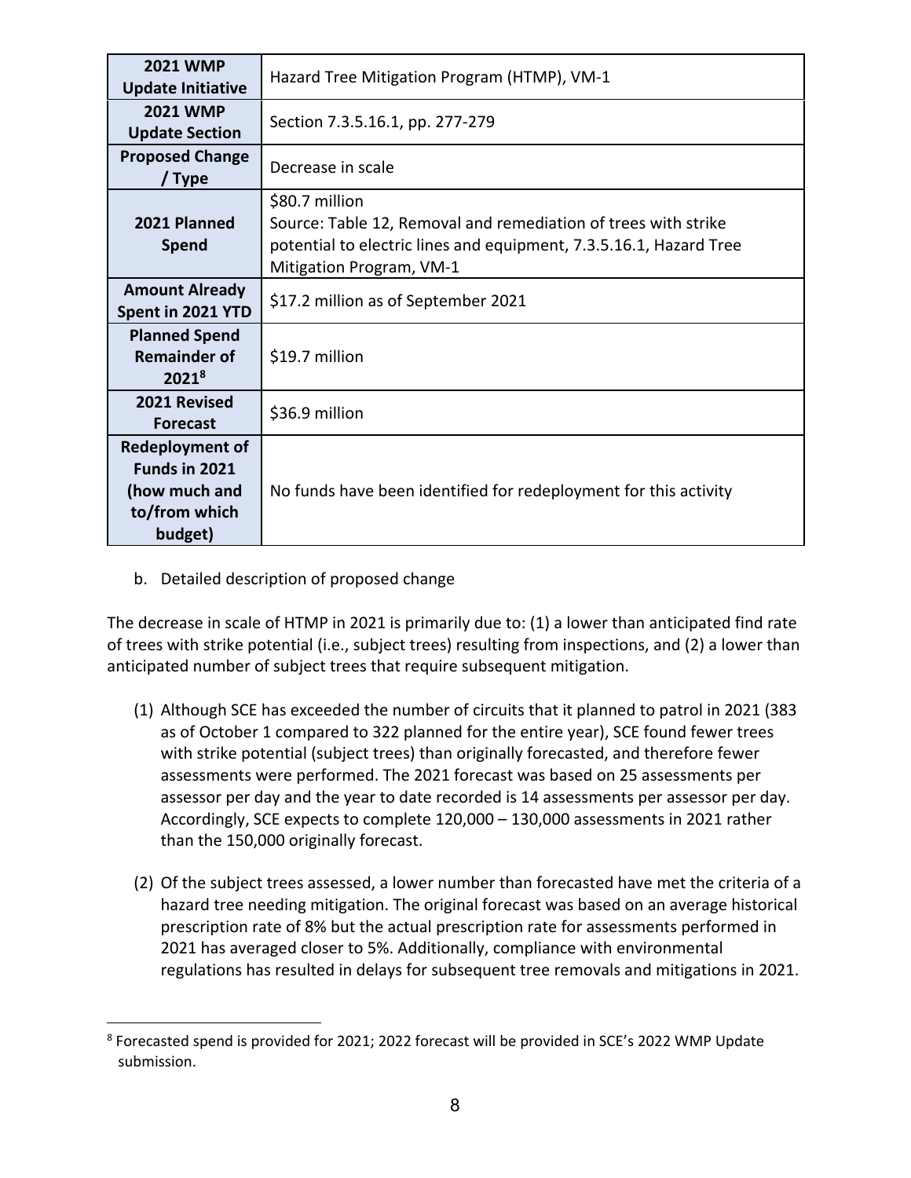| | |
|---|---|
| **2021 WMP Update Initiative** | Hazard Tree Mitigation Program (HTMP), VM-1 |
| **2021 WMP Update Section** | Section 7.3.5.16.1, pp. 277-279 |
| **Proposed Change / Type** | Decrease in scale |
| **2021 Planned Spend** | $80.7 million<br>Source: Table 12, Removal and remediation of trees with strike potential to electric lines and equipment, 7.3.5.16.1, Hazard Tree Mitigation Program, VM-1 |
| **Amount Already Spent in 2021 YTD** | $17.2 million as of September 2021 |
| **Planned Spend Remainder of 2021[8]** | $19.7 million |
| **2021 Revised Forecast** | $36.9 million |
| **Redeployment of Funds in 2021 (how much and to/from which budget)** | No funds have been identified for redeployment for this activity |

b. Detailed description of proposed change

The decrease in scale of HTMP in 2021 is primarily due to: (1) a lower than anticipated find rate of trees with strike potential (i.e., subject trees) resulting from inspections, and (2) a lower than anticipated number of subject trees that require subsequent mitigation.

(1) Although SCE has exceeded the number of circuits that it planned to patrol in 2021 (383 as of October 1 compared to 322 planned for the entire year), SCE found fewer trees with strike potential (subject trees) than originally forecasted, and therefore fewer assessments were performed. The 2021 forecast was based on 25 assessments per assessor per day and the year to date recorded is 14 assessments per assessor per day. Accordingly, SCE expects to complete 120,000 – 130,000 assessments in 2021 rather than the 150,000 originally forecast.

(2) Of the subject trees assessed, a lower number than forecasted have met the criteria of a hazard tree needing mitigation. The original forecast was based on an average historical prescription rate of 8% but the actual prescription rate for assessments performed in 2021 has averaged closer to 5%. Additionally, compliance with environmental regulations has resulted in delays for subsequent tree removals and mitigations in 2021.

[8] Forecasted spend is provided for 2021; 2022 forecast will be provided in SCE's 2022 WMP Update submission.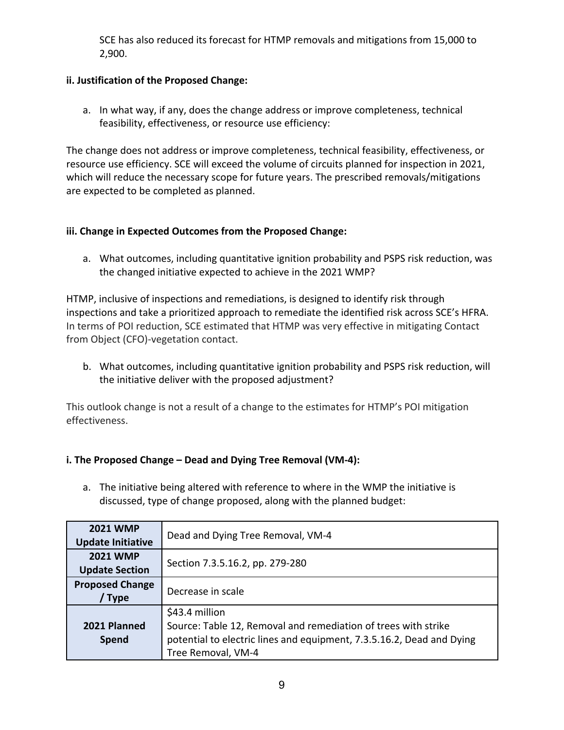SCE has also reduced its forecast for HTMP removals and mitigations from 15,000 to 2,900.

**ii. Justification of the Proposed Change:**

a. In what way, if any, does the change address or improve completeness, technical feasibility, effectiveness, or resource use efficiency:

The change does not address or improve completeness, technical feasibility, effectiveness, or resource use efficiency. SCE will exceed the volume of circuits planned for inspection in 2021, which will reduce the necessary scope for future years. The prescribed removals/mitigations are expected to be completed as planned.

**iii. Change in Expected Outcomes from the Proposed Change:**

a. What outcomes, including quantitative ignition probability and PSPS risk reduction, was the changed initiative expected to achieve in the 2021 WMP?

HTMP, inclusive of inspections and remediations, is designed to identify risk through inspections and take a prioritized approach to remediate the identified risk across SCE's HFRA. In terms of POI reduction, SCE estimated that HTMP was very effective in mitigating Contact from Object (CFO)-vegetation contact.

b. What outcomes, including quantitative ignition probability and PSPS risk reduction, will the initiative deliver with the proposed adjustment?

This outlook change is not a result of a change to the estimates for HTMP's POI mitigation effectiveness.

**i. The Proposed Change – Dead and Dying Tree Removal (VM-4):**

a. The initiative being altered with reference to where in the WMP the initiative is discussed, type of change proposed, along with the planned budget:

| | |
|---|---|
| **2021 WMP Update Initiative** | Dead and Dying Tree Removal, VM-4 |
| **2021 WMP Update Section** | Section 7.3.5.16.2, pp. 279-280 |
| **Proposed Change / Type** | Decrease in scale |
| **2021 Planned Spend** | \$43.4 million<br>Source: Table 12, Removal and remediation of trees with strike potential to electric lines and equipment, 7.3.5.16.2, Dead and Dying Tree Removal, VM-4 |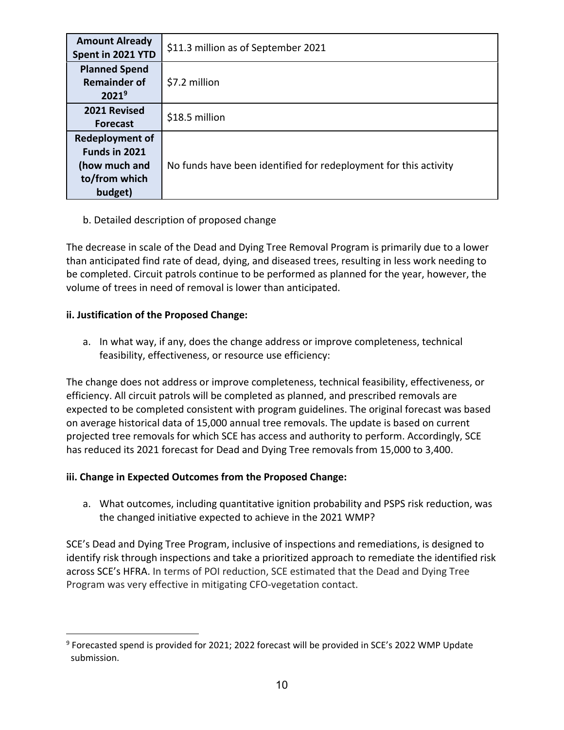| | |
|---|---|
| **Amount Already Spent in 2021 YTD** | $11.3 million as of September 2021 |
| **Planned Spend Remainder of 2021**[9] | $7.2 million |
| **2021 Revised Forecast** | $18.5 million |
| **Redeployment of Funds in 2021 (how much and to/from which budget)** | No funds have been identified for redeployment for this activity |

b. Detailed description of proposed change

The decrease in scale of the Dead and Dying Tree Removal Program is primarily due to a lower than anticipated find rate of dead, dying, and diseased trees, resulting in less work needing to be completed. Circuit patrols continue to be performed as planned for the year, however, the volume of trees in need of removal is lower than anticipated.

**ii. Justification of the Proposed Change:**

a. In what way, if any, does the change address or improve completeness, technical feasibility, effectiveness, or resource use efficiency:

The change does not address or improve completeness, technical feasibility, effectiveness, or efficiency. All circuit patrols will be completed as planned, and prescribed removals are expected to be completed consistent with program guidelines. The original forecast was based on average historical data of 15,000 annual tree removals. The update is based on current projected tree removals for which SCE has access and authority to perform. Accordingly, SCE has reduced its 2021 forecast for Dead and Dying Tree removals from 15,000 to 3,400.

**iii. Change in Expected Outcomes from the Proposed Change:**

a. What outcomes, including quantitative ignition probability and PSPS risk reduction, was the changed initiative expected to achieve in the 2021 WMP?

SCE's Dead and Dying Tree Program, inclusive of inspections and remediations, is designed to identify risk through inspections and take a prioritized approach to remediate the identified risk across SCE's HFRA. In terms of POI reduction, SCE estimated that the Dead and Dying Tree Program was very effective in mitigating CFO-vegetation contact.

[9] Forecasted spend is provided for 2021; 2022 forecast will be provided in SCE's 2022 WMP Update submission.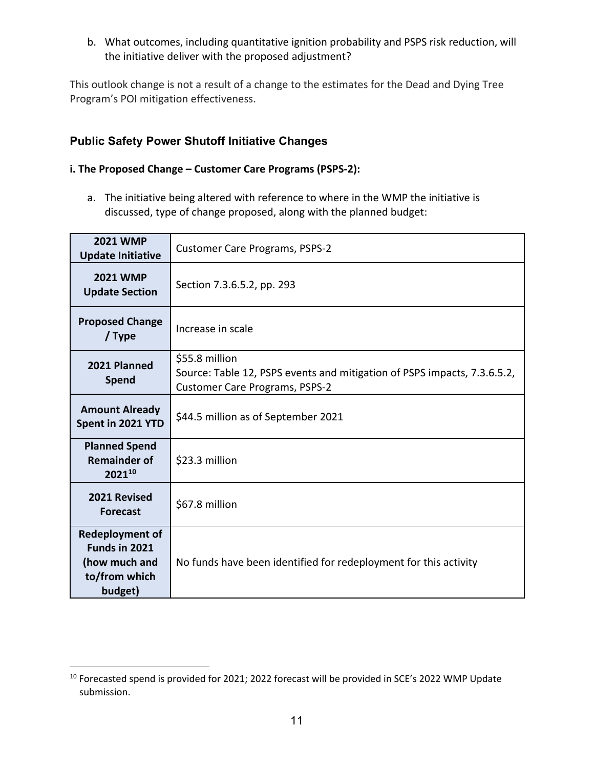b. What outcomes, including quantitative ignition probability and PSPS risk reduction, will the initiative deliver with the proposed adjustment?

This outlook change is not a result of a change to the estimates for the Dead and Dying Tree Program's POI mitigation effectiveness.

### Public Safety Power Shutoff Initiative Changes

**i. The Proposed Change – Customer Care Programs (PSPS-2):**

a. The initiative being altered with reference to where in the WMP the initiative is discussed, type of change proposed, along with the planned budget:

| | |
|---|---|
| **2021 WMP Update Initiative** | Customer Care Programs, PSPS-2 |
| **2021 WMP Update Section** | Section 7.3.6.5.2, pp. 293 |
| **Proposed Change / Type** | Increase in scale |
| **2021 Planned Spend** | \$55.8 million<br>Source: Table 12, PSPS events and mitigation of PSPS impacts, 7.3.6.5.2, Customer Care Programs, PSPS-2 |
| **Amount Already Spent in 2021 YTD** | \$44.5 million as of September 2021 |
| **Planned Spend Remainder of 2021[10]** | \$23.3 million |
| **2021 Revised Forecast** | \$67.8 million |
| **Redeployment of Funds in 2021 (how much and to/from which budget)** | No funds have been identified for redeployment for this activity |

[10] Forecasted spend is provided for 2021; 2022 forecast will be provided in SCE's 2022 WMP Update submission.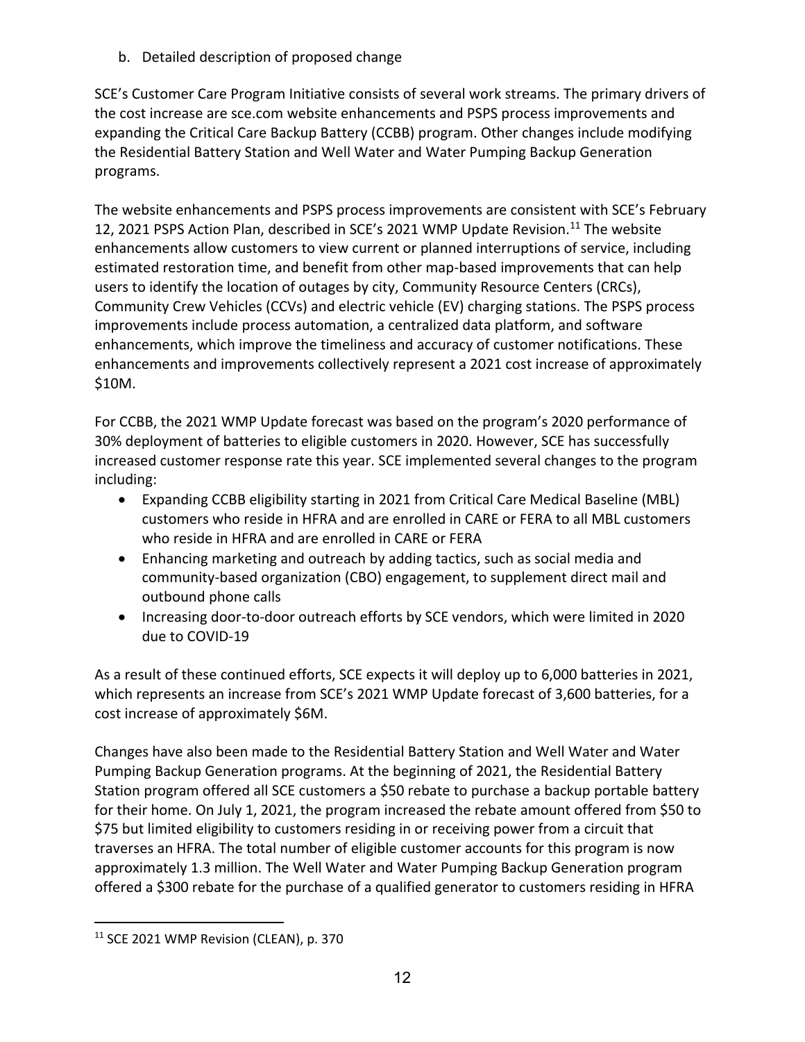b. Detailed description of proposed change

SCE's Customer Care Program Initiative consists of several work streams. The primary drivers of the cost increase are sce.com website enhancements and PSPS process improvements and expanding the Critical Care Backup Battery (CCBB) program. Other changes include modifying the Residential Battery Station and Well Water and Water Pumping Backup Generation programs.

The website enhancements and PSPS process improvements are consistent with SCE's February 12, 2021 PSPS Action Plan, described in SCE's 2021 WMP Update Revision.[11] The website enhancements allow customers to view current or planned interruptions of service, including estimated restoration time, and benefit from other map-based improvements that can help users to identify the location of outages by city, Community Resource Centers (CRCs), Community Crew Vehicles (CCVs) and electric vehicle (EV) charging stations. The PSPS process improvements include process automation, a centralized data platform, and software enhancements, which improve the timeliness and accuracy of customer notifications. These enhancements and improvements collectively represent a 2021 cost increase of approximately \$10M.

For CCBB, the 2021 WMP Update forecast was based on the program's 2020 performance of 30% deployment of batteries to eligible customers in 2020. However, SCE has successfully increased customer response rate this year. SCE implemented several changes to the program including:

- Expanding CCBB eligibility starting in 2021 from Critical Care Medical Baseline (MBL) customers who reside in HFRA and are enrolled in CARE or FERA to all MBL customers who reside in HFRA and are enrolled in CARE or FERA
- Enhancing marketing and outreach by adding tactics, such as social media and community-based organization (CBO) engagement, to supplement direct mail and outbound phone calls
- Increasing door-to-door outreach efforts by SCE vendors, which were limited in 2020 due to COVID-19

As a result of these continued efforts, SCE expects it will deploy up to 6,000 batteries in 2021, which represents an increase from SCE's 2021 WMP Update forecast of 3,600 batteries, for a cost increase of approximately \$6M.

Changes have also been made to the Residential Battery Station and Well Water and Water Pumping Backup Generation programs. At the beginning of 2021, the Residential Battery Station program offered all SCE customers a \$50 rebate to purchase a backup portable battery for their home. On July 1, 2021, the program increased the rebate amount offered from \$50 to \$75 but limited eligibility to customers residing in or receiving power from a circuit that traverses an HFRA. The total number of eligible customer accounts for this program is now approximately 1.3 million. The Well Water and Water Pumping Backup Generation program offered a \$300 rebate for the purchase of a qualified generator to customers residing in HFRA

---

[11] SCE 2021 WMP Revision (CLEAN), p. 370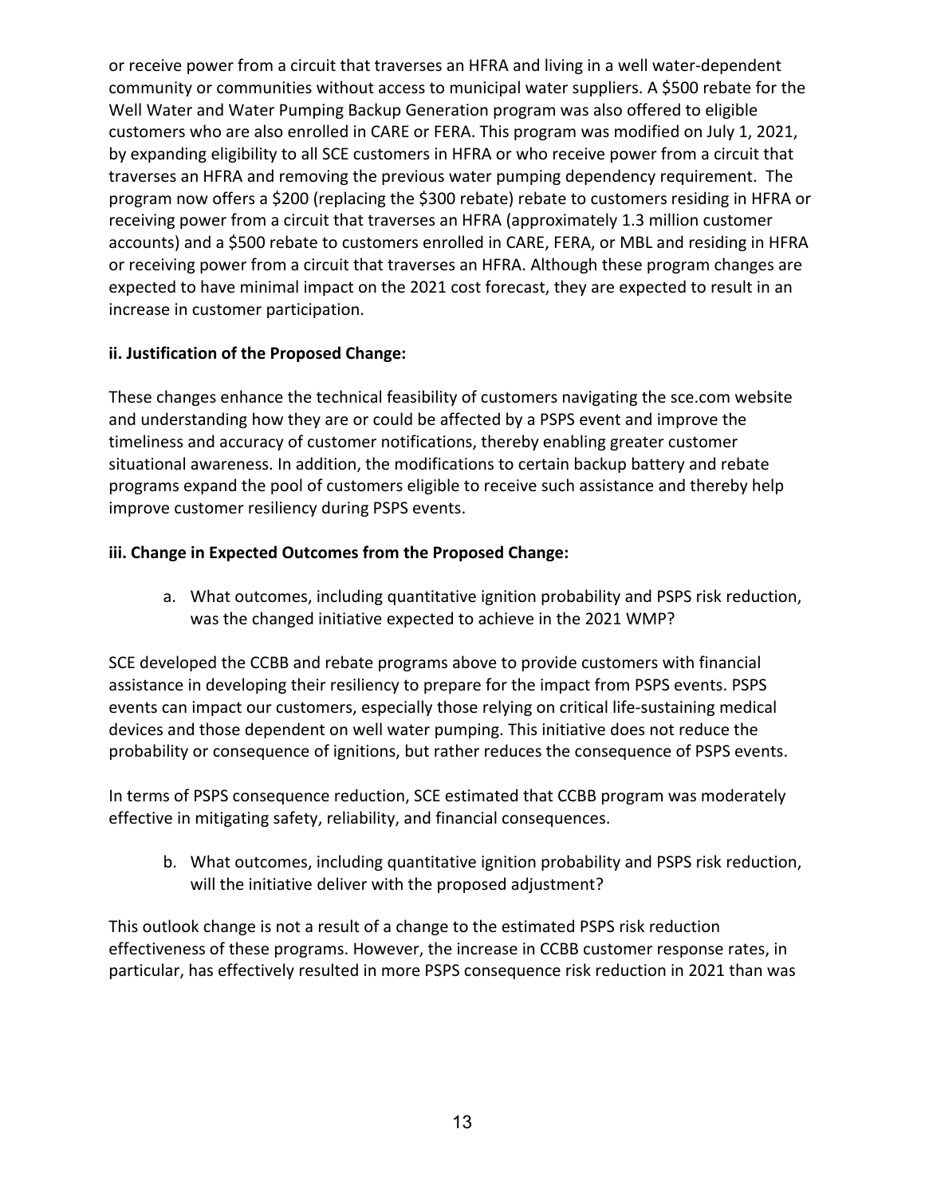or receive power from a circuit that traverses an HFRA and living in a well water-dependent community or communities without access to municipal water suppliers. A $500 rebate for the Well Water and Water Pumping Backup Generation program was also offered to eligible customers who are also enrolled in CARE or FERA. This program was modified on July 1, 2021, by expanding eligibility to all SCE customers in HFRA or who receive power from a circuit that traverses an HFRA and removing the previous water pumping dependency requirement. The program now offers a $200 (replacing the $300 rebate) rebate to customers residing in HFRA or receiving power from a circuit that traverses an HFRA (approximately 1.3 million customer accounts) and a $500 rebate to customers enrolled in CARE, FERA, or MBL and residing in HFRA or receiving power from a circuit that traverses an HFRA. Although these program changes are expected to have minimal impact on the 2021 cost forecast, they are expected to result in an increase in customer participation.

**ii. Justification of the Proposed Change:**

These changes enhance the technical feasibility of customers navigating the sce.com website and understanding how they are or could be affected by a PSPS event and improve the timeliness and accuracy of customer notifications, thereby enabling greater customer situational awareness. In addition, the modifications to certain backup battery and rebate programs expand the pool of customers eligible to receive such assistance and thereby help improve customer resiliency during PSPS events.

**iii. Change in Expected Outcomes from the Proposed Change:**

a. What outcomes, including quantitative ignition probability and PSPS risk reduction, was the changed initiative expected to achieve in the 2021 WMP?

SCE developed the CCBB and rebate programs above to provide customers with financial assistance in developing their resiliency to prepare for the impact from PSPS events. PSPS events can impact our customers, especially those relying on critical life-sustaining medical devices and those dependent on well water pumping. This initiative does not reduce the probability or consequence of ignitions, but rather reduces the consequence of PSPS events.

In terms of PSPS consequence reduction, SCE estimated that CCBB program was moderately effective in mitigating safety, reliability, and financial consequences.

b. What outcomes, including quantitative ignition probability and PSPS risk reduction, will the initiative deliver with the proposed adjustment?

This outlook change is not a result of a change to the estimated PSPS risk reduction effectiveness of these programs. However, the increase in CCBB customer response rates, in particular, has effectively resulted in more PSPS consequence risk reduction in 2021 than was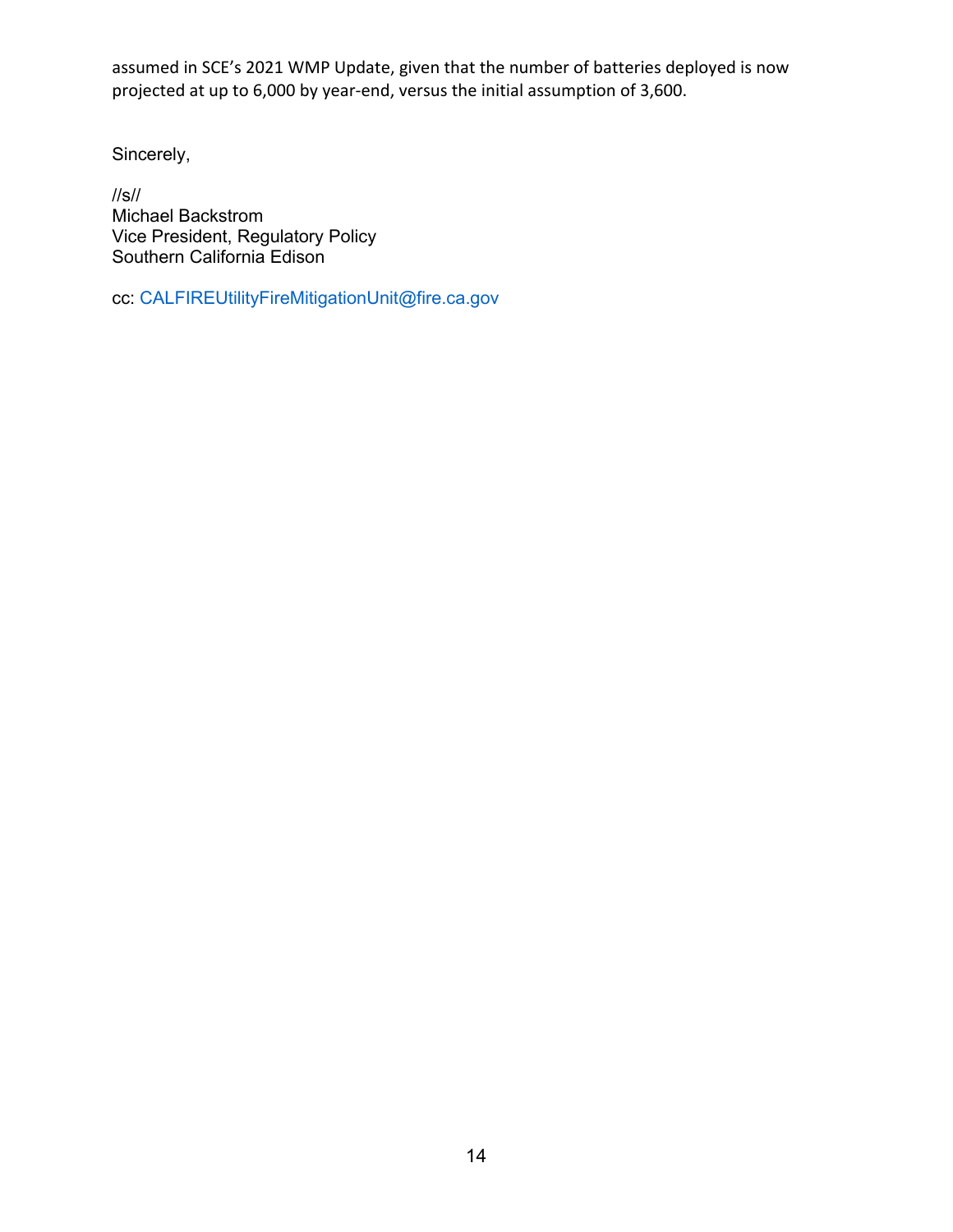assumed in SCE's 2021 WMP Update, given that the number of batteries deployed is now projected at up to 6,000 by year-end, versus the initial assumption of 3,600.

Sincerely,

//s//
Michael Backstrom
Vice President, Regulatory Policy
Southern California Edison

cc: CALFIREUtilityFireMitigationUnit@fire.ca.gov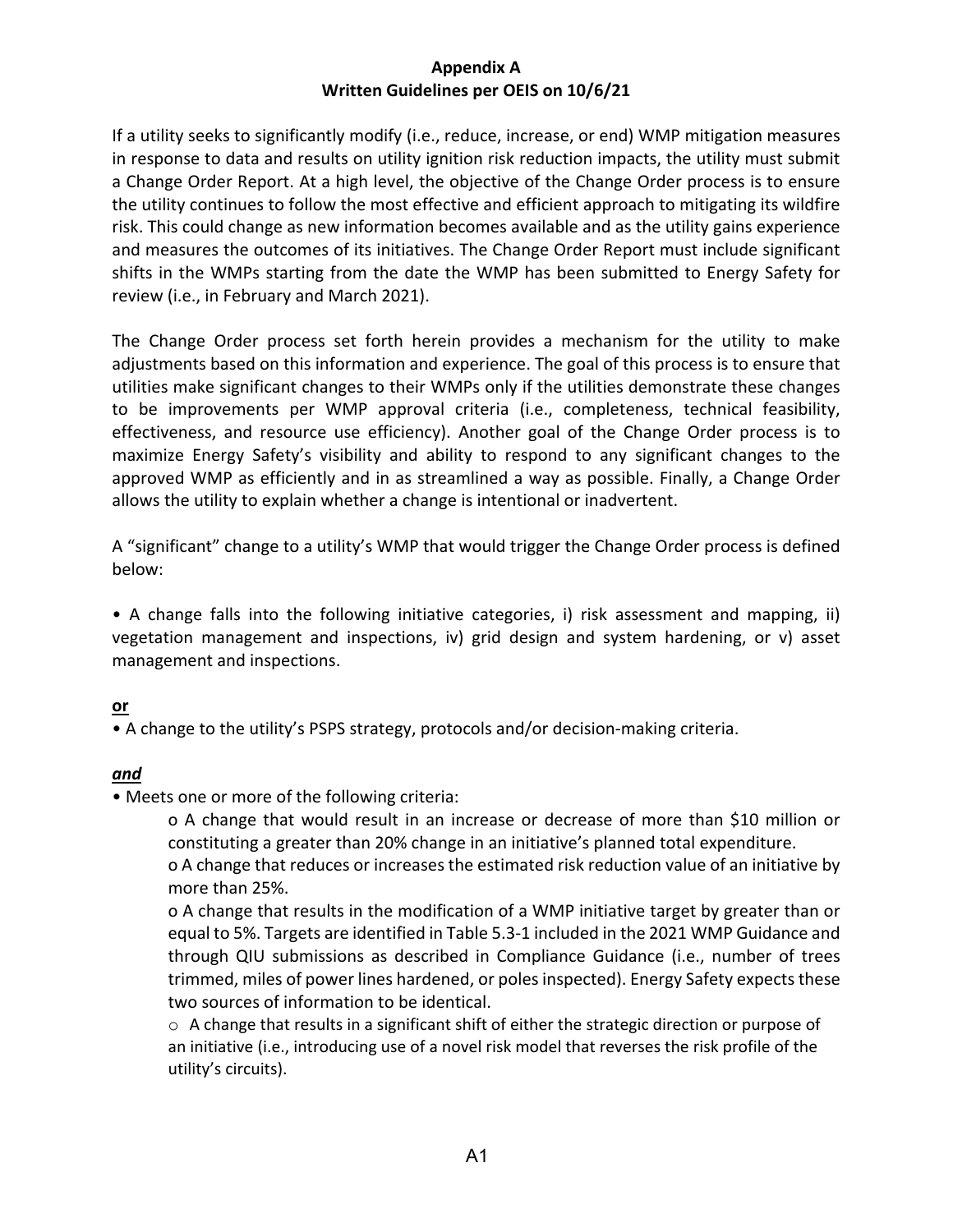**Appendix A**
**Written Guidelines per OEIS on 10/6/21**

If a utility seeks to significantly modify (i.e., reduce, increase, or end) WMP mitigation measures in response to data and results on utility ignition risk reduction impacts, the utility must submit a Change Order Report. At a high level, the objective of the Change Order process is to ensure the utility continues to follow the most effective and efficient approach to mitigating its wildfire risk. This could change as new information becomes available and as the utility gains experience and measures the outcomes of its initiatives. The Change Order Report must include significant shifts in the WMPs starting from the date the WMP has been submitted to Energy Safety for review (i.e., in February and March 2021).

The Change Order process set forth herein provides a mechanism for the utility to make adjustments based on this information and experience. The goal of this process is to ensure that utilities make significant changes to their WMPs only if the utilities demonstrate these changes to be improvements per WMP approval criteria (i.e., completeness, technical feasibility, effectiveness, and resource use efficiency). Another goal of the Change Order process is to maximize Energy Safety's visibility and ability to respond to any significant changes to the approved WMP as efficiently and in as streamlined a way as possible. Finally, a Change Order allows the utility to explain whether a change is intentional or inadvertent.

A "significant" change to a utility's WMP that would trigger the Change Order process is defined below:

- A change falls into the following initiative categories, i) risk assessment and mapping, ii) vegetation management and inspections, iv) grid design and system hardening, or v) asset management and inspections.

**or**

- A change to the utility's PSPS strategy, protocols and/or decision-making criteria.

***and***

- Meets one or more of the following criteria:
  - A change that would result in an increase or decrease of more than $10 million or constituting a greater than 20% change in an initiative's planned total expenditure.
  - A change that reduces or increases the estimated risk reduction value of an initiative by more than 25%.
  - A change that results in the modification of a WMP initiative target by greater than or equal to 5%. Targets are identified in Table 5.3-1 included in the 2021 WMP Guidance and through QIU submissions as described in Compliance Guidance (i.e., number of trees trimmed, miles of power lines hardened, or poles inspected). Energy Safety expects these two sources of information to be identical.
  - A change that results in a significant shift of either the strategic direction or purpose of an initiative (i.e., introducing use of a novel risk model that reverses the risk profile of the utility's circuits).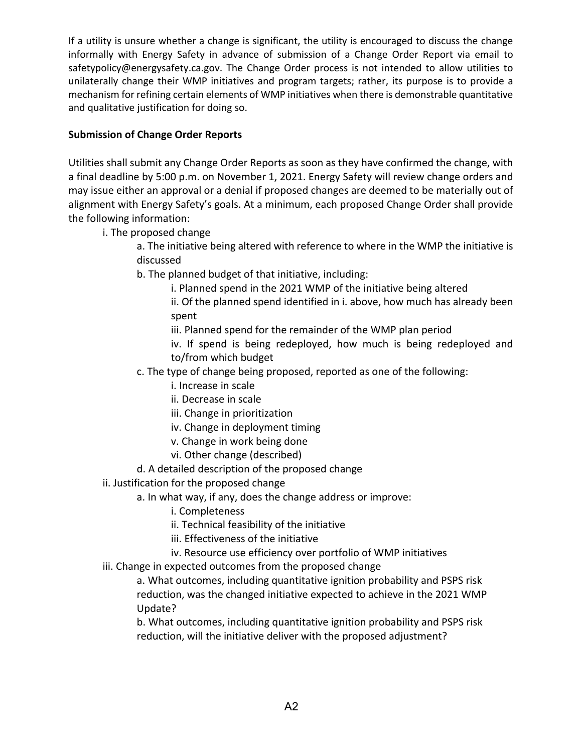If a utility is unsure whether a change is significant, the utility is encouraged to discuss the change informally with Energy Safety in advance of submission of a Change Order Report via email to safetypolicy@energysafety.ca.gov. The Change Order process is not intended to allow utilities to unilaterally change their WMP initiatives and program targets; rather, its purpose is to provide a mechanism for refining certain elements of WMP initiatives when there is demonstrable quantitative and qualitative justification for doing so.

**Submission of Change Order Reports**

Utilities shall submit any Change Order Reports as soon as they have confirmed the change, with a final deadline by 5:00 p.m. on November 1, 2021. Energy Safety will review change orders and may issue either an approval or a denial if proposed changes are deemed to be materially out of alignment with Energy Safety's goals. At a minimum, each proposed Change Order shall provide the following information:

- i. The proposed change
  - a. The initiative being altered with reference to where in the WMP the initiative is discussed
  - b. The planned budget of that initiative, including:
    - i. Planned spend in the 2021 WMP of the initiative being altered
    - ii. Of the planned spend identified in i. above, how much has already been spent
    - iii. Planned spend for the remainder of the WMP plan period
    - iv. If spend is being redeployed, how much is being redeployed and to/from which budget
  - c. The type of change being proposed, reported as one of the following:
    - i. Increase in scale
    - ii. Decrease in scale
    - iii. Change in prioritization
    - iv. Change in deployment timing
    - v. Change in work being done
    - vi. Other change (described)
  - d. A detailed description of the proposed change
- ii. Justification for the proposed change
  - a. In what way, if any, does the change address or improve:
    - i. Completeness
    - ii. Technical feasibility of the initiative
    - iii. Effectiveness of the initiative
    - iv. Resource use efficiency over portfolio of WMP initiatives
- iii. Change in expected outcomes from the proposed change
  - a. What outcomes, including quantitative ignition probability and PSPS risk reduction, was the changed initiative expected to achieve in the 2021 WMP Update?
  - b. What outcomes, including quantitative ignition probability and PSPS risk reduction, will the initiative deliver with the proposed adjustment?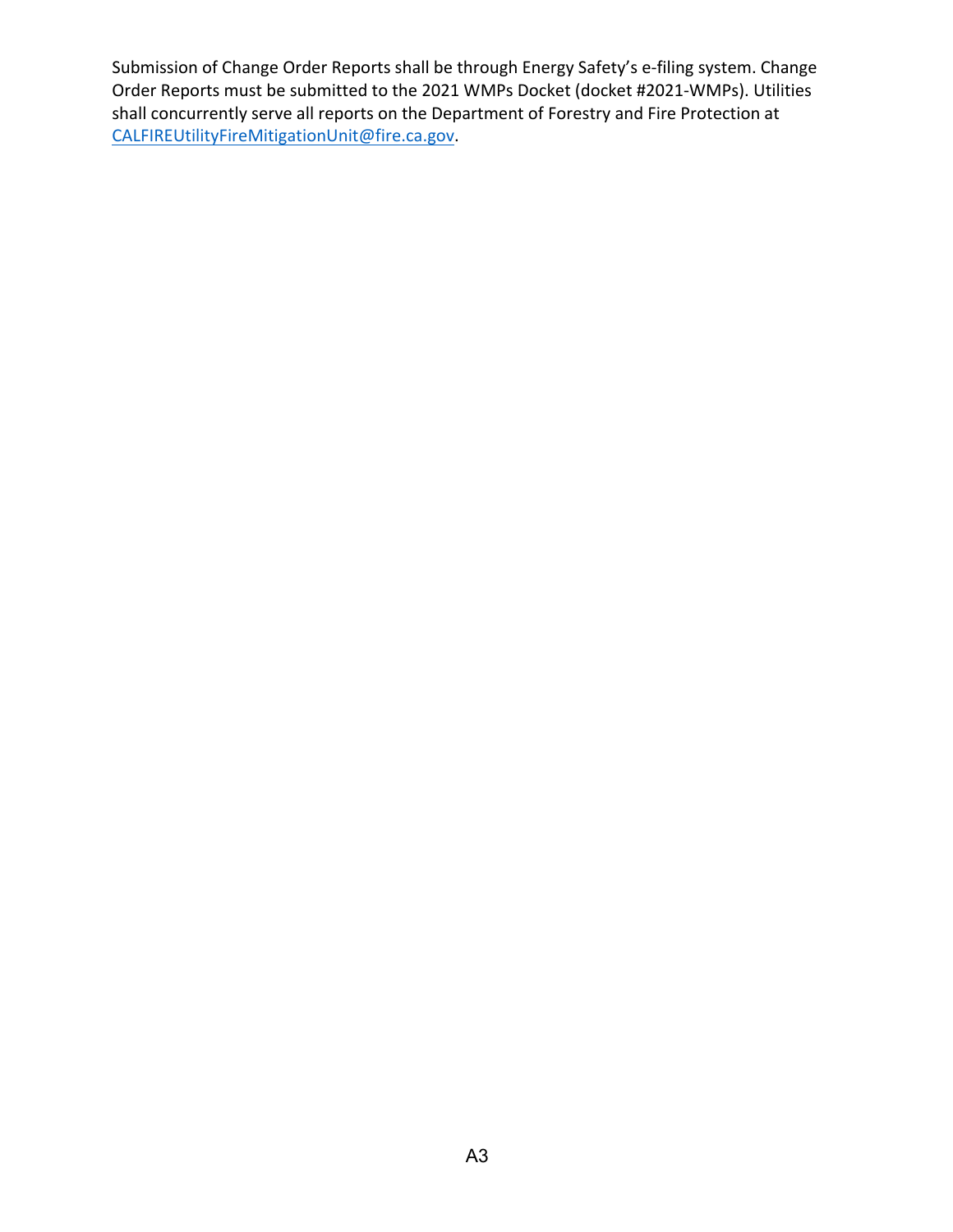Submission of Change Order Reports shall be through Energy Safety's e-filing system. Change Order Reports must be submitted to the 2021 WMPs Docket (docket #2021-WMPs). Utilities shall concurrently serve all reports on the Department of Forestry and Fire Protection at CALFIREUtilityFireMitigationUnit@fire.ca.gov.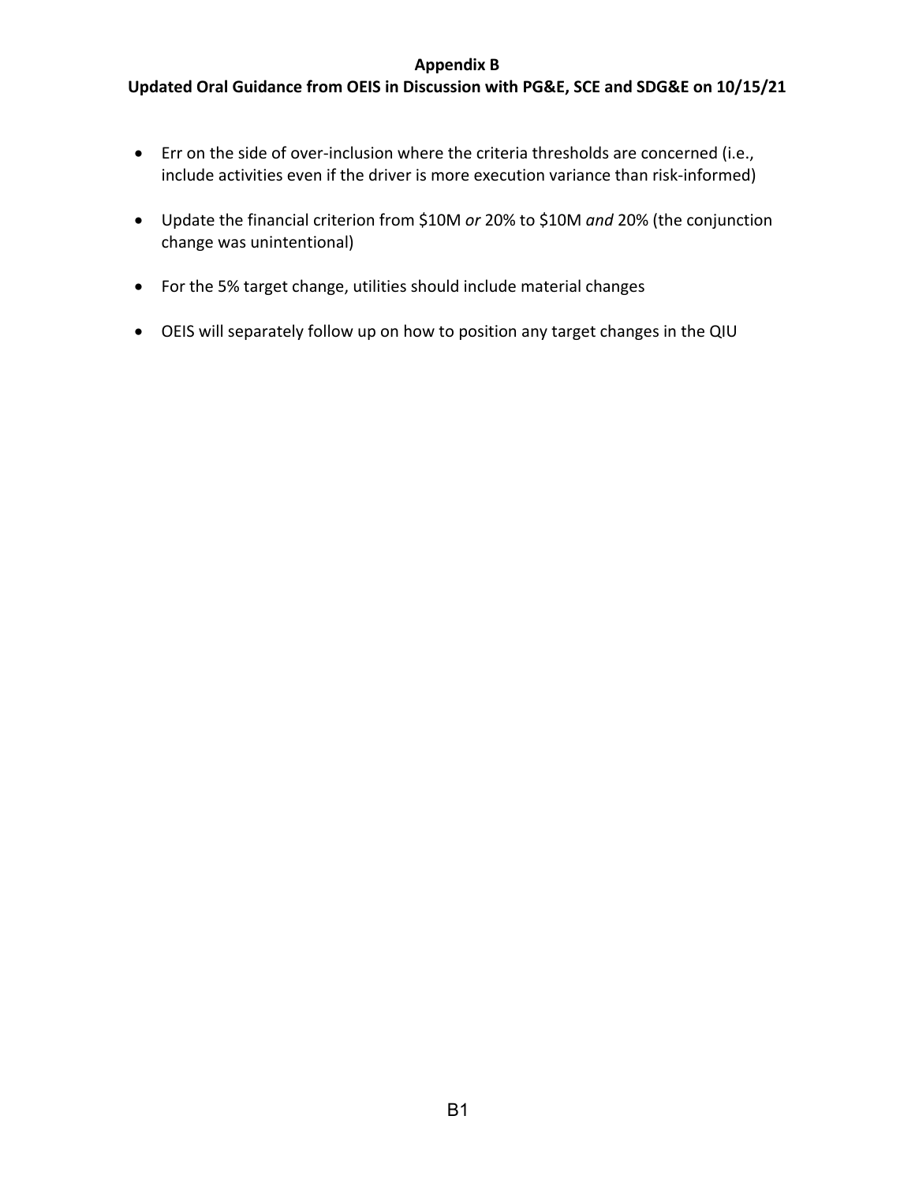**Appendix B**

**Updated Oral Guidance from OEIS in Discussion with PG&E, SCE and SDG&E on 10/15/21**

- Err on the side of over-inclusion where the criteria thresholds are concerned (i.e., include activities even if the driver is more execution variance than risk-informed)
- Update the financial criterion from $10M *or* 20% to $10M *and* 20% (the conjunction change was unintentional)
- For the 5% target change, utilities should include material changes
- OEIS will separately follow up on how to position any target changes in the QIU